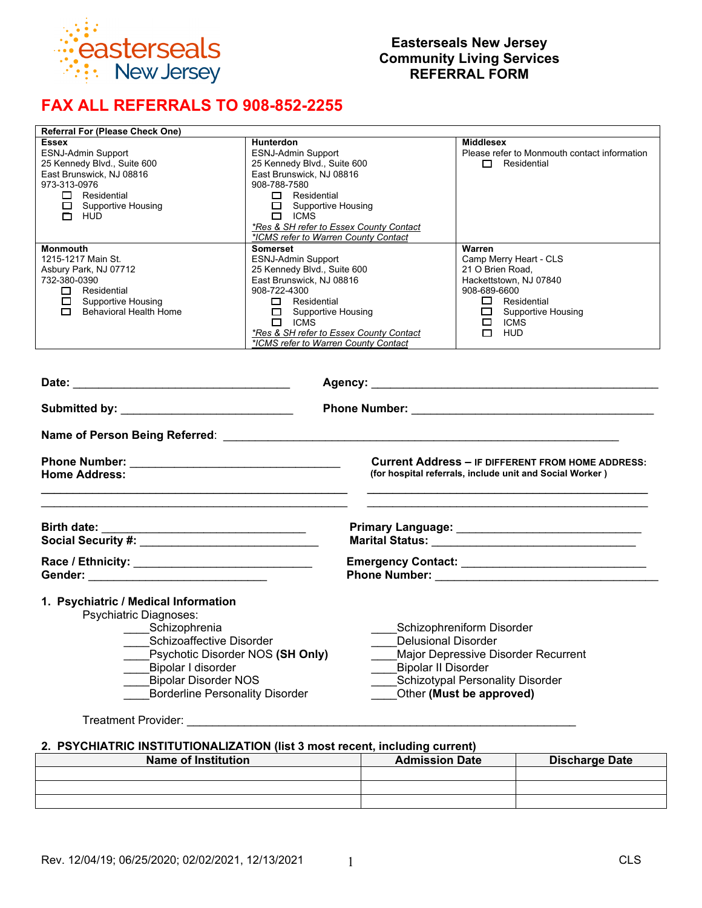# Easterseals New Jersey
# Community Living Services
# REFERRAL FORM

## FAX ALL REFERRALS TO 908-852-2255

| **Referral For (Please Check One)** | | |
|---|---|---|
| **Essex**<br>ESNJ-Admin Support<br>25 Kennedy Blvd., Suite 600<br>East Brunswick, NJ 08816<br>973-313-0976<br>☐ Residential<br>☐ Supportive Housing<br>☐ HUD | **Hunterdon**<br>ESNJ-Admin Support<br>25 Kennedy Blvd., Suite 600<br>East Brunswick, NJ 08816<br>908-788-7580<br>☐ Residential<br>☐ Supportive Housing<br>☐ ICMS<br>*\*Res & SH refer to Essex County Contact*<br>*\*ICMS refer to Warren County Contact* | **Middlesex**<br>Please refer to Monmouth contact information<br>☐ Residential |
| **Monmouth**<br>1215-1217 Main St.<br>Asbury Park, NJ 07712<br>732-380-0390<br>☐ Residential<br>☐ Supportive Housing<br>☐ Behavioral Health Home | **Somerset**<br>ESNJ-Admin Support<br>25 Kennedy Blvd., Suite 600<br>East Brunswick, NJ 08816<br>908-722-4300<br>☐ Residential<br>☐ Supportive Housing<br>☐ ICMS<br>*\*Res & SH refer to Essex County Contact*<br>*\*ICMS refer to Warren County Contact* | **Warren**<br>Camp Merry Heart - CLS<br>21 O Brien Road,<br>Hackettstown, NJ 07840<br>908-689-6600<br>☐ Residential<br>☐ Supportive Housing<br>☐ ICMS<br>☐ HUD |

**Date:** ________________________________ **Agency:** ____________________________________________

**Submitted by:** __________________________ **Phone Number:** _____________________________________

**Name of Person Being Referred**: ____________________________________________________________

**Phone Number:** ________________________________

**Home Address:**

______________________________________________

______________________________________________

**Current Address – IF DIFFERENT FROM HOME ADDRESS:**
**(for hospital referrals, include unit and Social Worker )**

______________________________________________

______________________________________________

**Birth date:** ______________________________

**Social Security #:** __________________________

**Race / Ethnicity:** ___________________________

**Gender:** ___________________________

**Primary Language:** ___________________________

**Marital Status:** _______________________________

**Emergency Contact:** ___________________________

**Phone Number:** ___________________________________

### 1. Psychiatric / Medical Information

Psychiatric Diagnoses:

____Schizophrenia
____Schizoaffective Disorder
____Psychotic Disorder NOS **(SH Only)**
____Bipolar I disorder
____Bipolar Disorder NOS
____Borderline Personality Disorder
____Schizophreniform Disorder
____Delusional Disorder
____Major Depressive Disorder Recurrent
____Bipolar II Disorder
____Schizotypal Personality Disorder
____Other **(Must be approved)**

Treatment Provider: ___________________________________________________________

### 2. PSYCHIATRIC INSTITUTIONALIZATION (list 3 most recent, including current)

| Name of Institution | Admission Date | Discharge Date |
|---|---|---|
| | | |
| | | |
| | | |

Rev. 12/04/19; 06/25/2020; 02/02/2021, 12/13/2021 CLS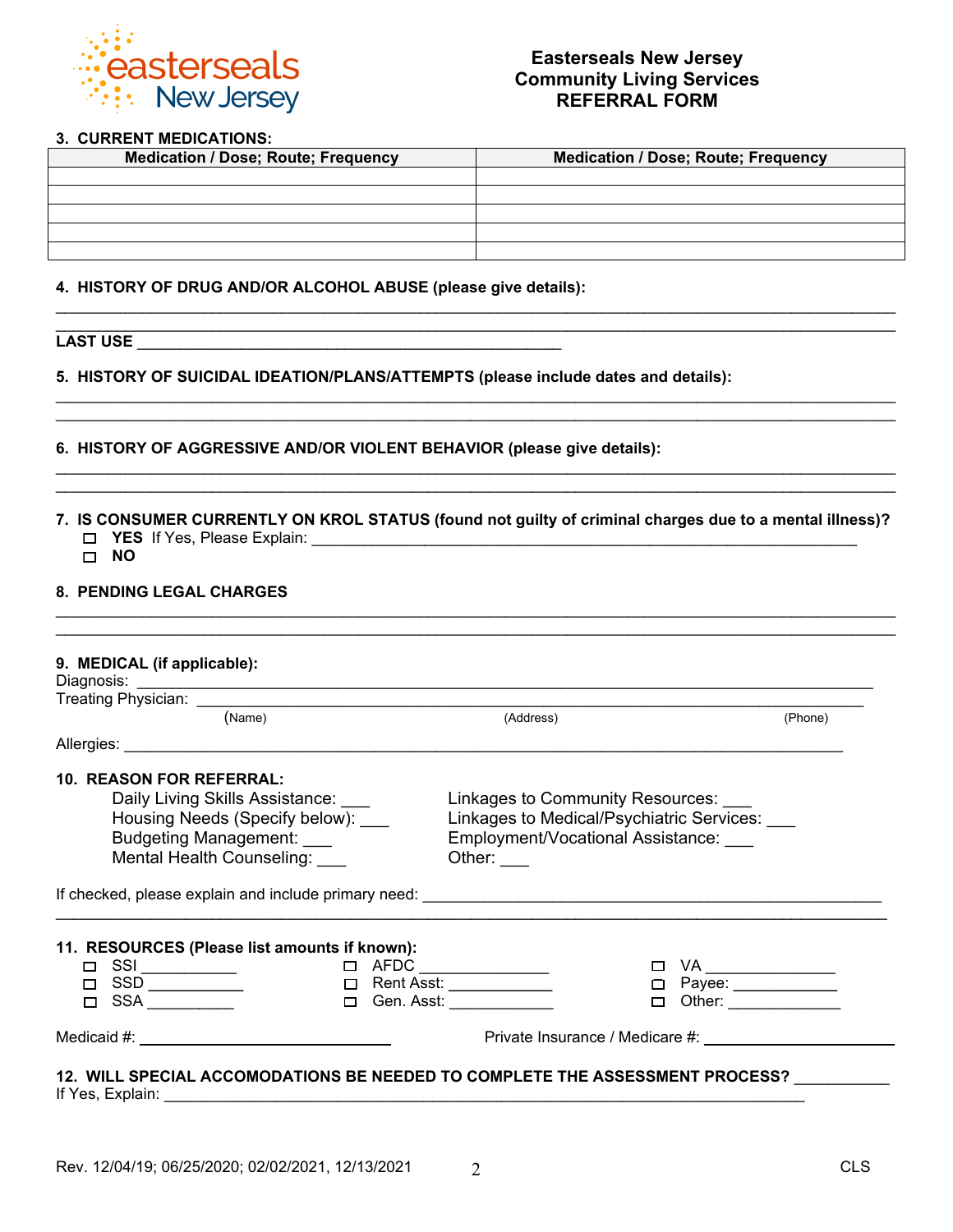**Easterseals New Jersey**
**Community Living Services**
**REFERRAL FORM**

**3. CURRENT MEDICATIONS:**

| Medication / Dose; Route; Frequency | Medication / Dose; Route; Frequency |
|---|---|
| | |
| | |
| | |
| | |
| | |

**4. HISTORY OF DRUG AND/OR ALCOHOL ABUSE (please give details):**

______________________________________________________________________________________

______________________________________________________________________________________

**LAST USE** ______________________________________________

**5. HISTORY OF SUICIDAL IDEATION/PLANS/ATTEMPTS (please include dates and details):**

______________________________________________________________________________________

______________________________________________________________________________________

**6. HISTORY OF AGGRESSIVE AND/OR VIOLENT BEHAVIOR (please give details):**

______________________________________________________________________________________

______________________________________________________________________________________

**7. IS CONSUMER CURRENTLY ON KROL STATUS (found not guilty of criminal charges due to a mental illness)?**

- ☐ **YES** If Yes, Please Explain: ____________________________________________________________
- ☐ **NO**

**8. PENDING LEGAL CHARGES**

______________________________________________________________________________________

______________________________________________________________________________________

**9. MEDICAL (if applicable):**

Diagnosis: ______________________________________________________________________________

Treating Physician: ________________________________________________________________________
(Name) (Address) (Phone)

Allergies: _______________________________________________________________________________

**10. REASON FOR REFERRAL:**

Daily Living Skills Assistance: ___
Housing Needs (Specify below): ___
Budgeting Management: ___
Mental Health Counseling: ___
Linkages to Community Resources: ___
Linkages to Medical/Psychiatric Services: ___
Employment/Vocational Assistance: ___
Other: ___

If checked, please explain and include primary need: ____________________________________________

______________________________________________________________________________________

**11. RESOURCES (Please list amounts if known):**

- ☐ SSI __________
- ☐ SSD __________
- ☐ SSA __________
- ☐ AFDC ______________
- ☐ Rent Asst: ___________
- ☐ Gen. Asst: ___________
- ☐ VA ______________
- ☐ Payee: ___________
- ☐ Other: ____________

Medicaid #: ____________________________ Private Insurance / Medicare #: ______________________

**12. WILL SPECIAL ACCOMODATIONS BE NEEDED TO COMPLETE THE ASSESSMENT PROCESS?** __________

If Yes, Explain: ______________________________________________________________________

Rev. 12/04/19; 06/25/2020; 02/02/2021, 12/13/2021 CLS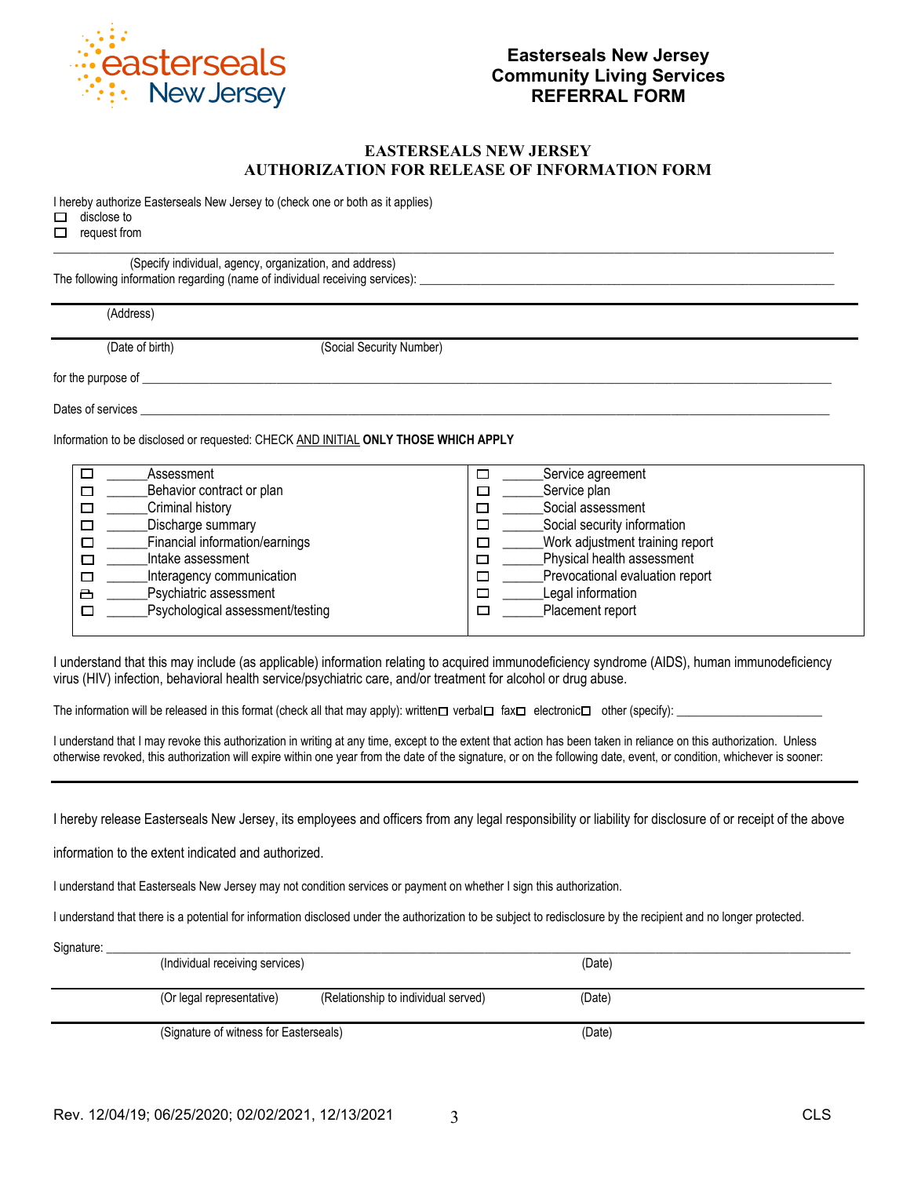**Easterseals New Jersey**
**Community Living Services**
**REFERRAL FORM**

## EASTERSEALS NEW JERSEY
## AUTHORIZATION FOR RELEASE OF INFORMATION FORM

I hereby authorize Easterseals New Jersey to (check one or both as it applies)

☐ disclose to

☐ request from

_______________________________________________________________________________

(Specify individual, agency, organization, and address)

The following information regarding (name of individual receiving services): _______________________________________________

_______________________________________________________________________________

(Address)

_______________________________________________________________________________

(Date of birth) (Social Security Number)

for the purpose of _______________________________________________________________________________

Dates of services _______________________________________________________________________________

Information to be disclosed or requested: CHECK AND INITIAL **ONLY THOSE WHICH APPLY**

| | |
|---|---|
| ☐ ______Assessment | ☐ ______Service agreement |
| ☐ ______Behavior contract or plan | ☐ ______Service plan |
| ☐ ______Criminal history | ☐ ______Social assessment |
| ☐ ______Discharge summary | ☐ ______Social security information |
| ☐ ______Financial information/earnings | ☐ ______Work adjustment training report |
| ☐ ______Intake assessment | ☐ ______Physical health assessment |
| ☐ ______Interagency communication | ☐ ______Prevocational evaluation report |
| ☐ ______Psychiatric assessment | ☐ ______Legal information |
| ☐ ______Psychological assessment/testing | ☐ ______Placement report |

I understand that this may include (as applicable) information relating to acquired immunodeficiency syndrome (AIDS), human immunodeficiency virus (HIV) infection, behavioral health service/psychiatric care, and/or treatment for alcohol or drug abuse.

The information will be released in this format (check all that may apply): written☐ verbal☐ fax☐ electronic☐ other (specify): ______________________

I understand that I may revoke this authorization in writing at any time, except to the extent that action has been taken in reliance on this authorization. Unless otherwise revoked, this authorization will expire within one year from the date of the signature, or on the following date, event, or condition, whichever is sooner:

_______________________________________________________________________________

I hereby release Easterseals New Jersey, its employees and officers from any legal responsibility or liability for disclosure of or receipt of the above information to the extent indicated and authorized.

I understand that Easterseals New Jersey may not condition services or payment on whether I sign this authorization.

I understand that there is a potential for information disclosed under the authorization to be subject to redisclosure by the recipient and no longer protected.

Signature: _______________________________________________________________________________

(Individual receiving services) (Date)

_______________________________________________________________________________

(Or legal representative) (Relationship to individual served) (Date)

_______________________________________________________________________________

(Signature of witness for Easterseals) (Date)

Rev. 12/04/19; 06/25/2020; 02/02/2021, 12/13/2021 CLS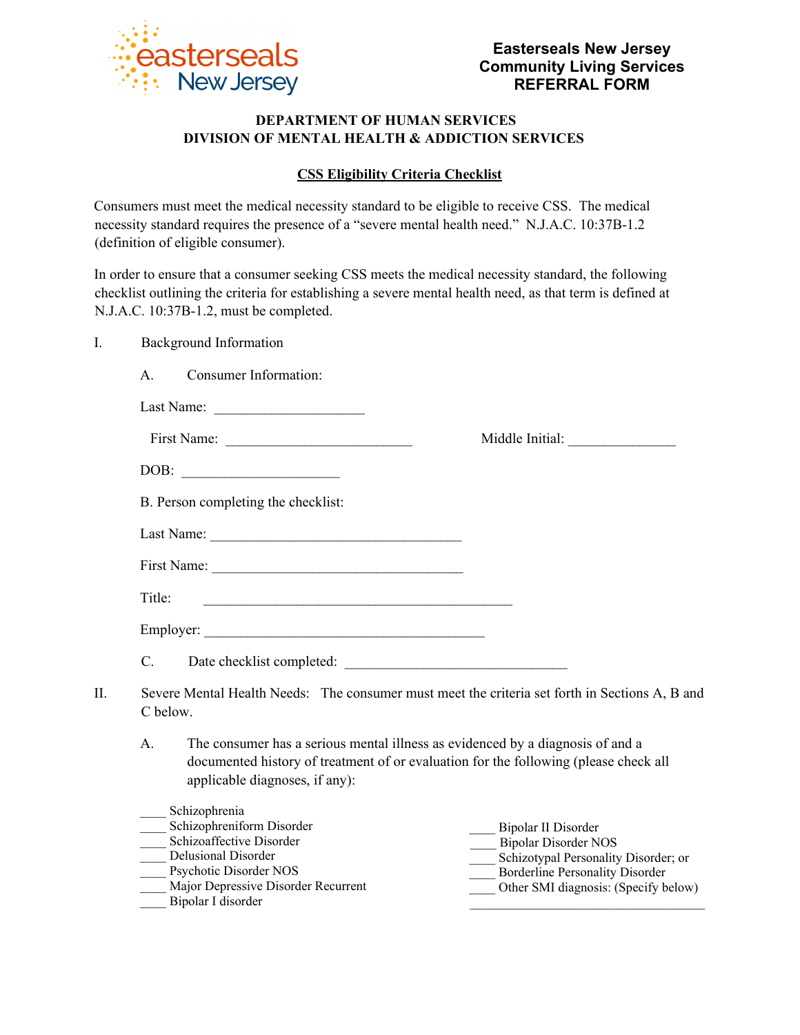**Easterseals New Jersey**
**Community Living Services**
**REFERRAL FORM**

**DEPARTMENT OF HUMAN SERVICES**
**DIVISION OF MENTAL HEALTH & ADDICTION SERVICES**

**CSS Eligibility Criteria Checklist**

Consumers must meet the medical necessity standard to be eligible to receive CSS. The medical necessity standard requires the presence of a "severe mental health need." N.J.A.C. 10:37B-1.2 (definition of eligible consumer).

In order to ensure that a consumer seeking CSS meets the medical necessity standard, the following checklist outlining the criteria for establishing a severe mental health need, as that term is defined at N.J.A.C. 10:37B-1.2, must be completed.

I. Background Information

A. Consumer Information:

Last Name: ____________________

First Name: _________________________ Middle Initial: ______________

DOB: _____________________

B. Person completing the checklist:

Last Name: _________________________________

First Name: _________________________________

Title: __________________________________________

Employer: _____________________________________

C. Date checklist completed: ______________________________

II. Severe Mental Health Needs: The consumer must meet the criteria set forth in Sections A, B and C below.

A. The consumer has a serious mental illness as evidenced by a diagnosis of and a documented history of treatment of or evaluation for the following (please check all applicable diagnoses, if any):

____ Schizophrenia
____ Schizophreniform Disorder
____ Schizoaffective Disorder
____ Delusional Disorder
____ Psychotic Disorder NOS
____ Major Depressive Disorder Recurrent
____ Bipolar I disorder
____ Bipolar II Disorder
____ Bipolar Disorder NOS
____ Schizotypal Personality Disorder; or
____ Borderline Personality Disorder
____ Other SMI diagnosis: (Specify below)
_________________________________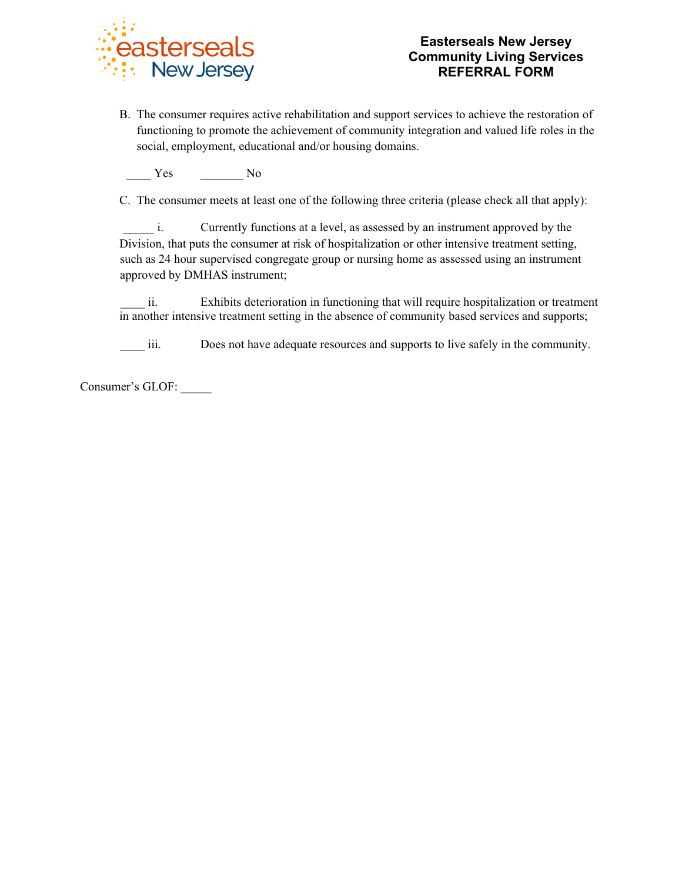B. The consumer requires active rehabilitation and support services to achieve the restoration of functioning to promote the achievement of community integration and valued life roles in the social, employment, educational and/or housing domains.

____ Yes ________ No

C. The consumer meets at least one of the following three criteria (please check all that apply):

_____ i. Currently functions at a level, as assessed by an instrument approved by the Division, that puts the consumer at risk of hospitalization or other intensive treatment setting, such as 24 hour supervised congregate group or nursing home as assessed using an instrument approved by DMHAS instrument;

____ ii. Exhibits deterioration in functioning that will require hospitalization or treatment in another intensive treatment setting in the absence of community based services and supports;

____ iii. Does not have adequate resources and supports to live safely in the community.

Consumer's GLOF: _____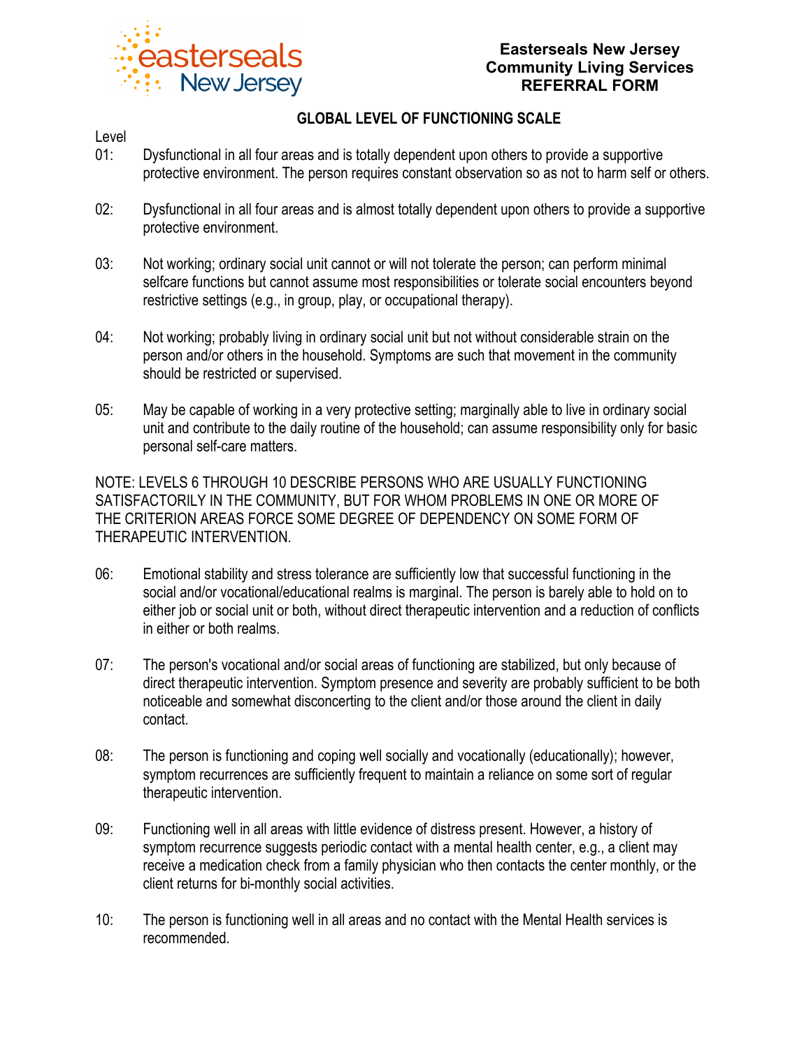**Easterseals New Jersey**
**Community Living Services**
**REFERRAL FORM**

## GLOBAL LEVEL OF FUNCTIONING SCALE

Level

01: Dysfunctional in all four areas and is totally dependent upon others to provide a supportive protective environment. The person requires constant observation so as not to harm self or others.

02: Dysfunctional in all four areas and is almost totally dependent upon others to provide a supportive protective environment.

03: Not working; ordinary social unit cannot or will not tolerate the person; can perform minimal selfcare functions but cannot assume most responsibilities or tolerate social encounters beyond restrictive settings (e.g., in group, play, or occupational therapy).

04: Not working; probably living in ordinary social unit but not without considerable strain on the person and/or others in the household. Symptoms are such that movement in the community should be restricted or supervised.

05: May be capable of working in a very protective setting; marginally able to live in ordinary social unit and contribute to the daily routine of the household; can assume responsibility only for basic personal self-care matters.

NOTE: LEVELS 6 THROUGH 10 DESCRIBE PERSONS WHO ARE USUALLY FUNCTIONING SATISFACTORILY IN THE COMMUNITY, BUT FOR WHOM PROBLEMS IN ONE OR MORE OF THE CRITERION AREAS FORCE SOME DEGREE OF DEPENDENCY ON SOME FORM OF THERAPEUTIC INTERVENTION.

06: Emotional stability and stress tolerance are sufficiently low that successful functioning in the social and/or vocational/educational realms is marginal. The person is barely able to hold on to either job or social unit or both, without direct therapeutic intervention and a reduction of conflicts in either or both realms.

07: The person's vocational and/or social areas of functioning are stabilized, but only because of direct therapeutic intervention. Symptom presence and severity are probably sufficient to be both noticeable and somewhat disconcerting to the client and/or those around the client in daily contact.

08: The person is functioning and coping well socially and vocationally (educationally); however, symptom recurrences are sufficiently frequent to maintain a reliance on some sort of regular therapeutic intervention.

09: Functioning well in all areas with little evidence of distress present. However, a history of symptom recurrence suggests periodic contact with a mental health center, e.g., a client may receive a medication check from a family physician who then contacts the center monthly, or the client returns for bi-monthly social activities.

10: The person is functioning well in all areas and no contact with the Mental Health services is recommended.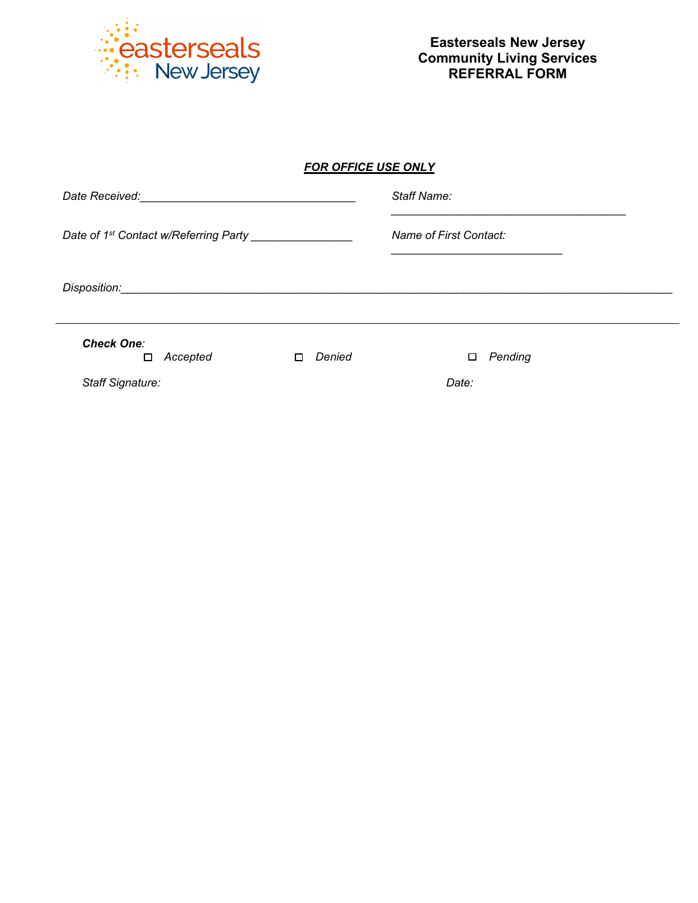**Easterseals New Jersey**
**Community Living Services**
**REFERRAL FORM**

***FOR OFFICE USE ONLY***

*Date Received:*___________________________________ *Staff Name:* _____________________________________

*Date of 1st Contact w/Referring Party* ________________ *Name of First Contact:* ___________________________

*Disposition:*_________________________________________________________________________________________

---

***Check One:***

☐ *Accepted* ☐ *Denied* ☐ *Pending*

*Staff Signature:* *Date:*